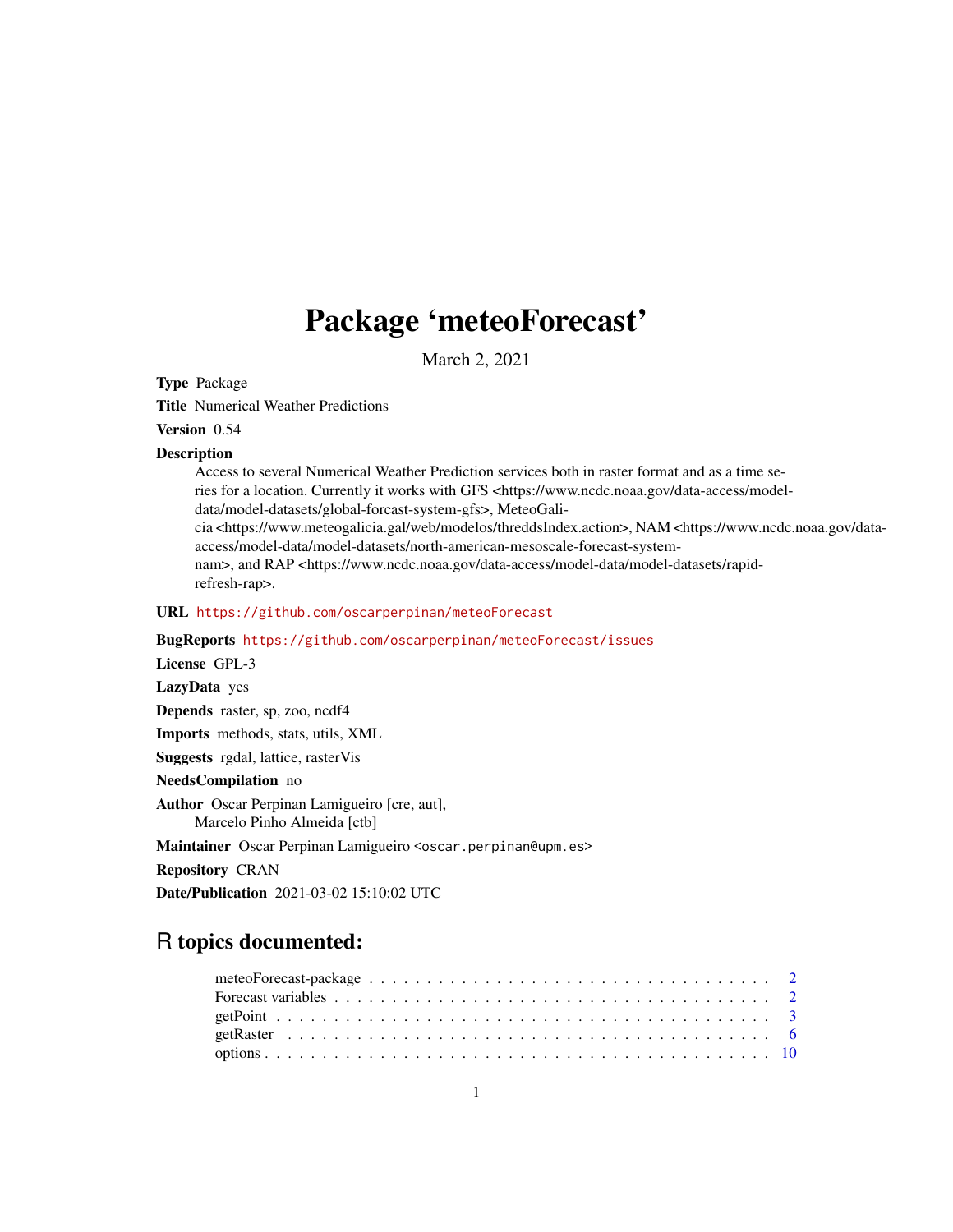# Package 'meteoForecast'

March 2, 2021

**Type** Package

**Title** Numerical Weather Predictions

**Version** 0.54

**Description** Access to several Numerical Weather Prediction services both in raster format and as a time series for a location. Currently it works with GFS <https://www.ncdc.noaa.gov/data-access/model-data/model-datasets/global-forcast-system-gfs>, MeteoGalicia <https://www.meteogalicia.gal/web/modelos/threddsIndex.action>, NAM <https://www.ncdc.noaa.gov/data-access/model-data/model-datasets/north-american-mesoscale-forecast-system-nam>, and RAP <https://www.ncdc.noaa.gov/data-access/model-data/model-datasets/rapid-refresh-rap>.

**URL** https://github.com/oscarperpinan/meteoForecast

**BugReports** https://github.com/oscarperpinan/meteoForecast/issues

**License** GPL-3

**LazyData** yes

**Depends** raster, sp, zoo, ncdf4

**Imports** methods, stats, utils, XML

**Suggests** rgdal, lattice, rasterVis

**NeedsCompilation** no

**Author** Oscar Perpinan Lamigueiro [cre, aut], Marcelo Pinho Almeida [ctb]

**Maintainer** Oscar Perpinan Lamigueiro <oscar.perpinan@upm.es>

**Repository** CRAN

**Date/Publication** 2021-03-02 15:10:02 UTC

## R topics documented:

- meteoForecast-package . . . . . . . . . . . . . . . . . . . . . . . . . . . . . . . . . . 2
- Forecast variables . . . . . . . . . . . . . . . . . . . . . . . . . . . . . . . . . . . . 2
- getPoint . . . . . . . . . . . . . . . . . . . . . . . . . . . . . . . . . . . . . . . . . 3
- getRaster . . . . . . . . . . . . . . . . . . . . . . . . . . . . . . . . . . . . . . . . 6
- options . . . . . . . . . . . . . . . . . . . . . . . . . . . . . . . . . . . . . . . . . 10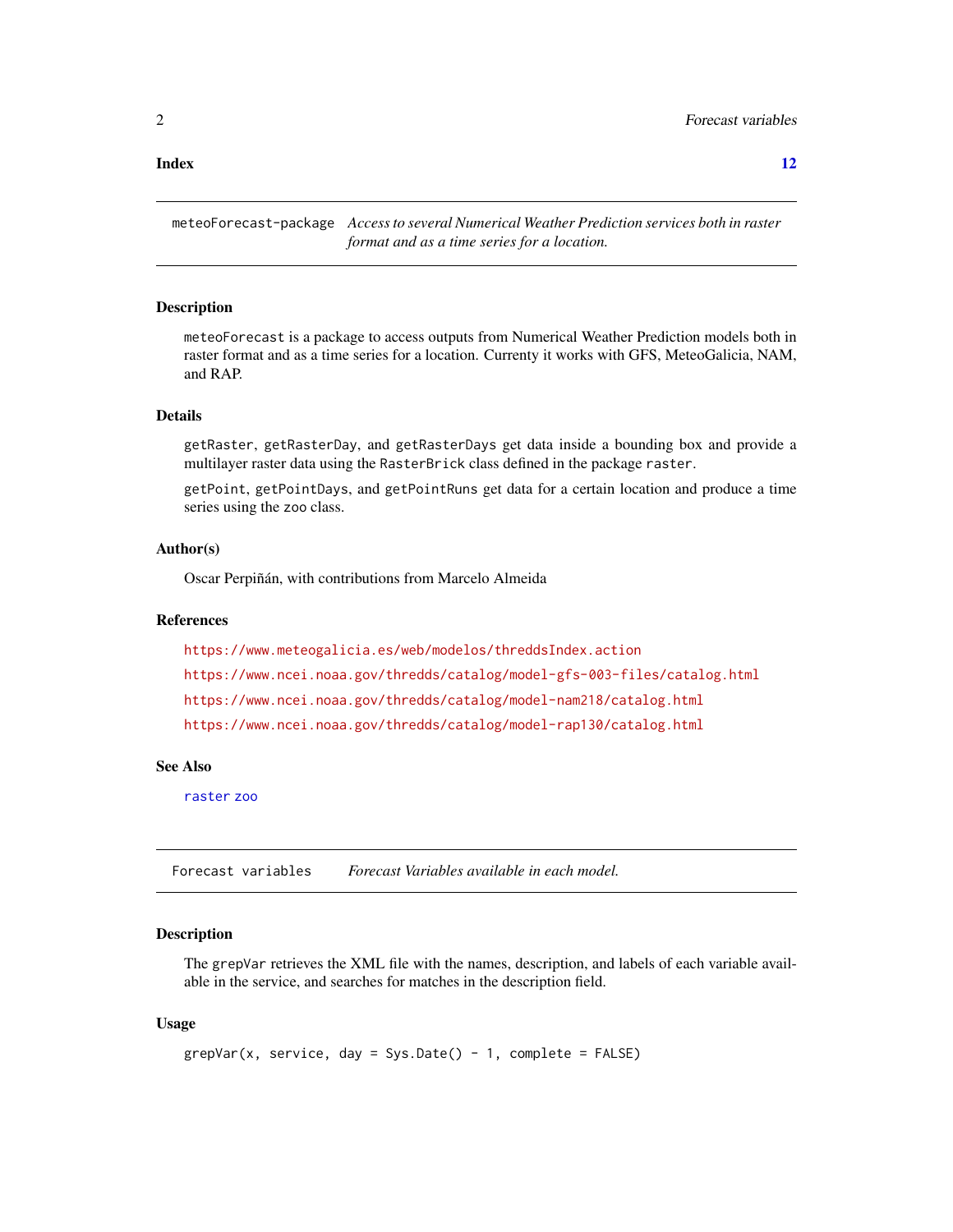**Index** **12**

---

`meteoForecast-package` *Access to several Numerical Weather Prediction services both in raster format and as a time series for a location.*

---

## Description

`meteoForecast` is a package to access outputs from Numerical Weather Prediction models both in raster format and as a time series for a location. Currenty it works with GFS, MeteoGalicia, NAM, and RAP.

## Details

`getRaster`, `getRasterDay`, and `getRasterDays` get data inside a bounding box and provide a multilayer raster data using the `RasterBrick` class defined in the package `raster`.

`getPoint`, `getPointDays`, and `getPointRuns` get data for a certain location and produce a time series using the `zoo` class.

## Author(s)

Oscar Perpiñán, with contributions from Marcelo Almeida

## References

https://www.meteogalicia.es/web/modelos/threddsIndex.action

https://www.ncei.noaa.gov/thredds/catalog/model-gfs-003-files/catalog.html

https://www.ncei.noaa.gov/thredds/catalog/model-nam218/catalog.html

https://www.ncei.noaa.gov/thredds/catalog/model-rap130/catalog.html

## See Also

`raster` `zoo`

---

`Forecast variables` *Forecast Variables available in each model.*

---

## Description

The `grepVar` retrieves the XML file with the names, description, and labels of each variable available in the service, and searches for matches in the description field.

## Usage

```
grepVar(x, service, day = Sys.Date() - 1, complete = FALSE)
```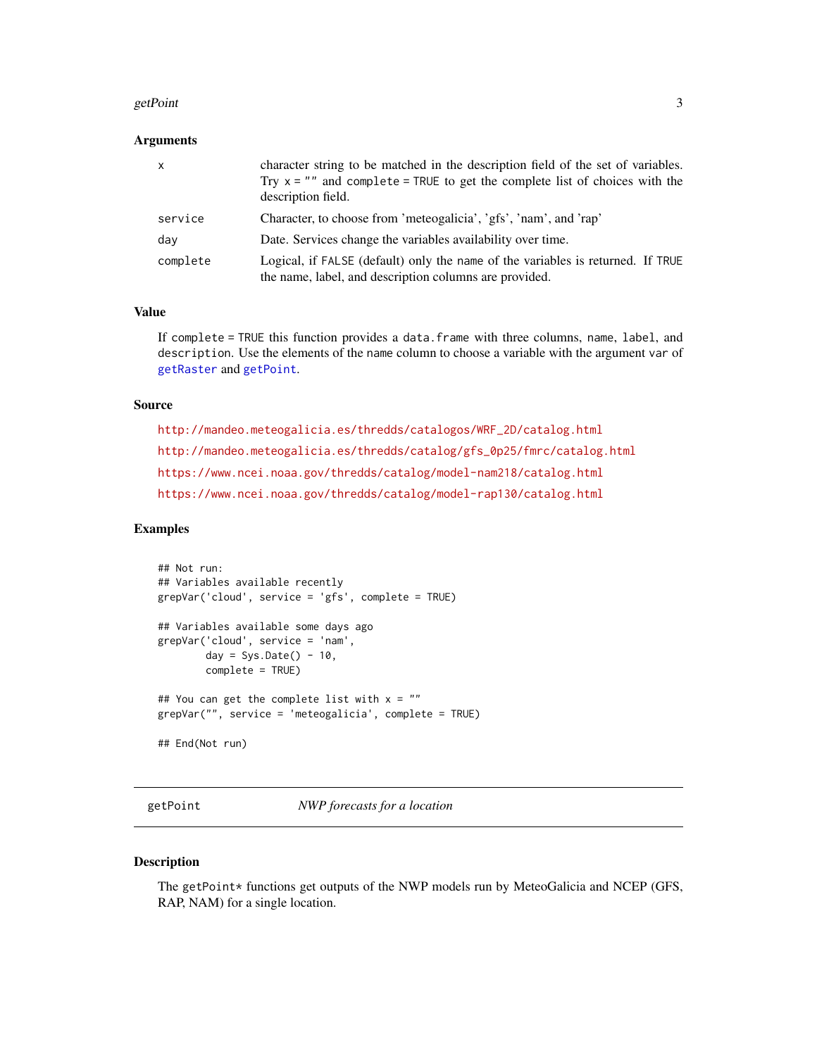### Arguments

| | |
|---|---|
| x | character string to be matched in the description field of the set of variables. Try `x = ""` and `complete = TRUE` to get the complete list of choices with the description field. |
| service | Character, to choose from 'meteogalicia', 'gfs', 'nam', and 'rap' |
| day | Date. Services change the variables availability over time. |
| complete | Logical, if `FALSE` (default) only the `name` of the variables is returned. If `TRUE` the name, label, and description columns are provided. |

### Value

If `complete = TRUE` this function provides a `data.frame` with three columns, `name`, `label`, and `description`. Use the elements of the `name` column to choose a variable with the argument `var` of `getRaster` and `getPoint`.

### Source

http://mandeo.meteogalicia.es/thredds/catalogos/WRF_2D/catalog.html

http://mandeo.meteogalicia.es/thredds/catalog/gfs_0p25/fmrc/catalog.html

https://www.ncei.noaa.gov/thredds/catalog/model-nam218/catalog.html

https://www.ncei.noaa.gov/thredds/catalog/model-rap130/catalog.html

### Examples

```
## Not run:
## Variables available recently
grepVar('cloud', service = 'gfs', complete = TRUE)

## Variables available some days ago
grepVar('cloud', service = 'nam',
        day = Sys.Date() - 10,
        complete = TRUE)

## You can get the complete list with x = ""
grepVar("", service = 'meteogalicia', complete = TRUE)

## End(Not run)
```

---

## getPoint *NWP forecasts for a location*

---

### Description

The `getPoint*` functions get outputs of the NWP models run by MeteoGalicia and NCEP (GFS, RAP, NAM) for a single location.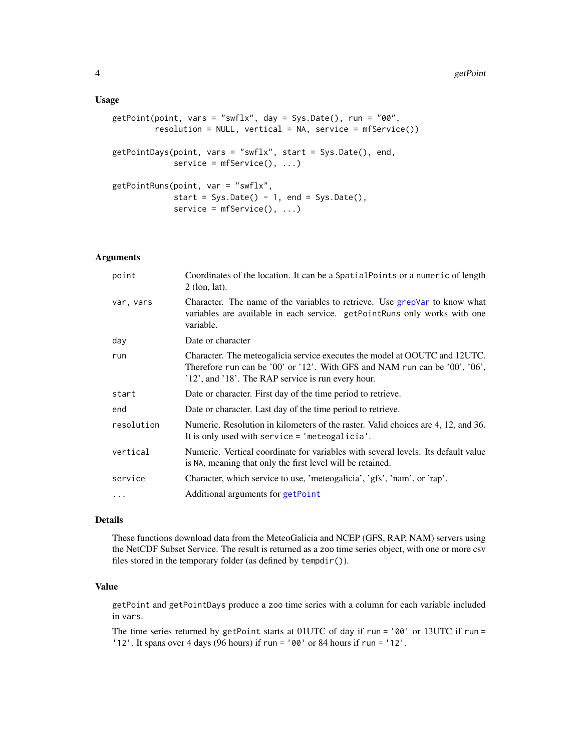## Usage

```
getPoint(point, vars = "swflx", day = Sys.Date(), run = "00",
         resolution = NULL, vertical = NA, service = mfService())

getPointDays(point, vars = "swflx", start = Sys.Date(), end,
             service = mfService(), ...)

getPointRuns(point, var = "swflx",
             start = Sys.Date() - 1, end = Sys.Date(),
             service = mfService(), ...)
```

## Arguments

| | |
|---|---|
| `point` | Coordinates of the location. It can be a `SpatialPoints` or a `numeric` of length 2 (lon, lat). |
| `var, vars` | Character. The name of the variables to retrieve. Use `grepVar` to know what variables are available in each service. `getPointRuns` only works with one variable. |
| `day` | Date or character |
| `run` | Character. The meteogalicia service executes the model at OOUTC and 12UTC. Therefore `run` can be '00' or '12'. With GFS and NAM `run` can be '00', '06', '12', and '18'. The RAP service is run every hour. |
| `start` | Date or character. First day of the time period to retrieve. |
| `end` | Date or character. Last day of the time period to retrieve. |
| `resolution` | Numeric. Resolution in kilometers of the raster. Valid choices are 4, 12, and 36. It is only used with `service = 'meteogalicia'`. |
| `vertical` | Numeric. Vertical coordinate for variables with several levels. Its default value is `NA`, meaning that only the first level will be retained. |
| `service` | Character, which service to use, 'meteogalicia', 'gfs', 'nam', or 'rap'. |
| `...` | Additional arguments for `getPoint` |

## Details

These functions download data from the MeteoGalicia and NCEP (GFS, RAP, NAM) servers using the NetCDF Subset Service. The result is returned as a `zoo` time series object, with one or more csv files stored in the temporary folder (as defined by `tempdir()`).

## Value

`getPoint` and `getPointDays` produce a `zoo` time series with a column for each variable included in `vars`.

The time series returned by `getPoint` starts at 01UTC of day if `run = '00'` or 13UTC if `run = '12'`. It spans over 4 days (96 hours) if `run = '00'` or 84 hours if `run = '12'`.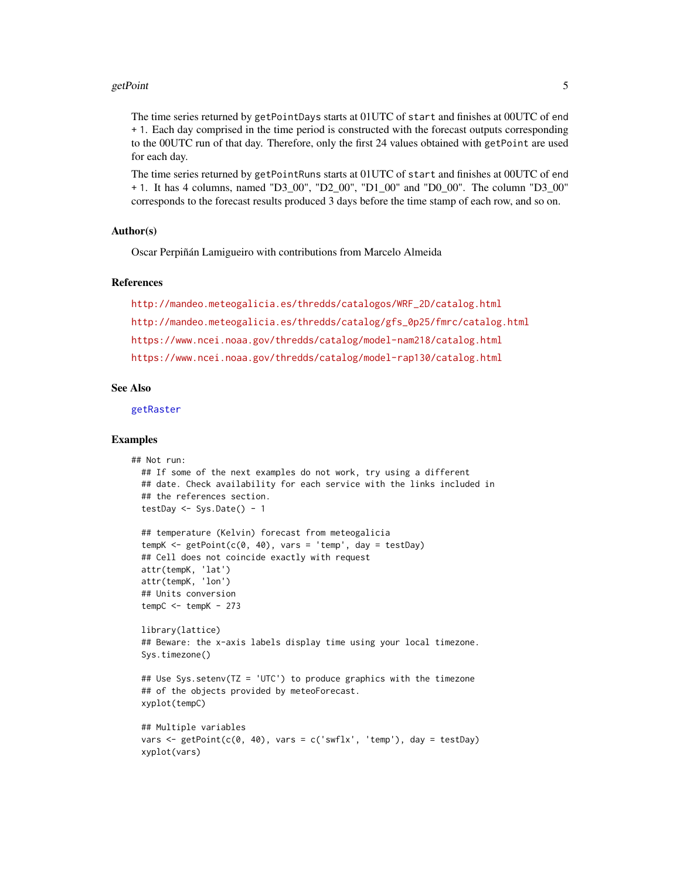The time series returned by `getPointDays` starts at 01UTC of `start` and finishes at 00UTC of `end + 1`. Each day comprised in the time period is constructed with the forecast outputs corresponding to the 00UTC run of that day. Therefore, only the first 24 values obtained with `getPoint` are used for each day.

The time series returned by `getPointRuns` starts at 01UTC of `start` and finishes at 00UTC of `end + 1`. It has 4 columns, named "D3_00", "D2_00", "D1_00" and "D0_00". The column "D3_00" corresponds to the forecast results produced 3 days before the time stamp of each row, and so on.

## Author(s)

Oscar Perpiñán Lamigueiro with contributions from Marcelo Almeida

## References

http://mandeo.meteogalicia.es/thredds/catalogos/WRF_2D/catalog.html

http://mandeo.meteogalicia.es/thredds/catalog/gfs_0p25/fmrc/catalog.html

https://www.ncei.noaa.gov/thredds/catalog/model-nam218/catalog.html

https://www.ncei.noaa.gov/thredds/catalog/model-rap130/catalog.html

## See Also

getRaster

## Examples

```
## Not run:
  ## If some of the next examples do not work, try using a different
  ## date. Check availability for each service with the links included in
  ## the references section.
  testDay <- Sys.Date() - 1

  ## temperature (Kelvin) forecast from meteogalicia
  tempK <- getPoint(c(0, 40), vars = 'temp', day = testDay)
  ## Cell does not coincide exactly with request
  attr(tempK, 'lat')
  attr(tempK, 'lon')
  ## Units conversion
  tempC <- tempK - 273

  library(lattice)
  ## Beware: the x-axis labels display time using your local timezone.
  Sys.timezone()

  ## Use Sys.setenv(TZ = 'UTC') to produce graphics with the timezone
  ## of the objects provided by meteoForecast.
  xyplot(tempC)

  ## Multiple variables
  vars <- getPoint(c(0, 40), vars = c('swflx', 'temp'), day = testDay)
  xyplot(vars)
```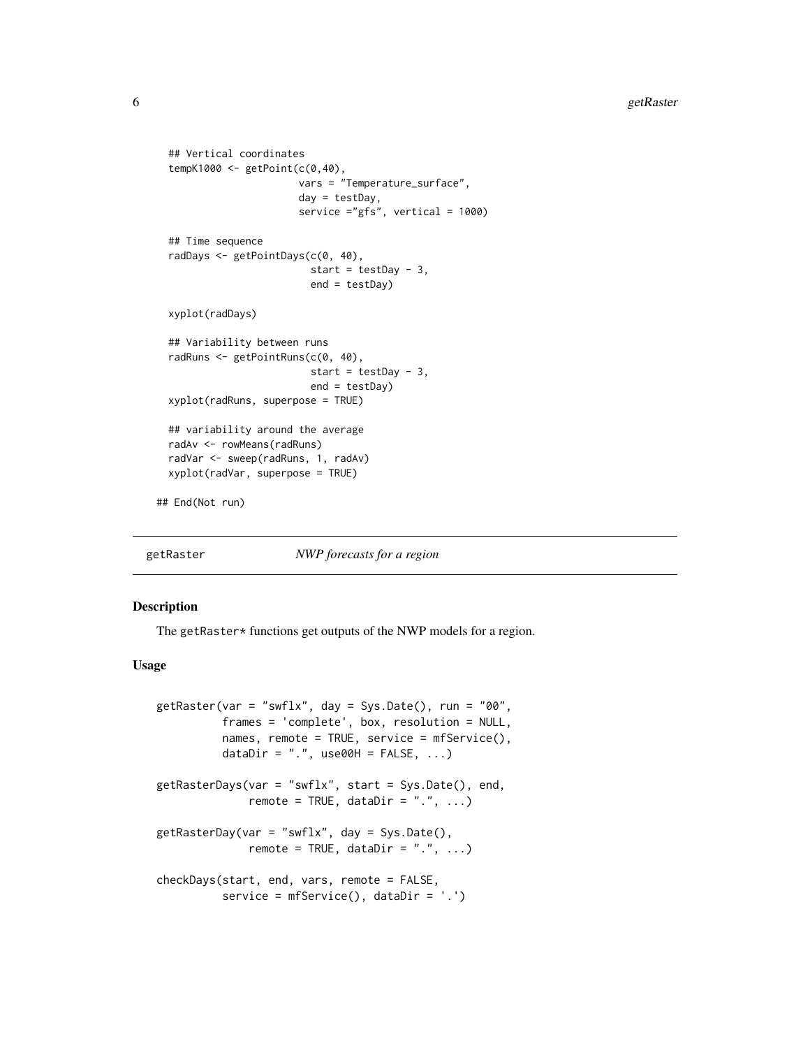```
## Vertical coordinates
tempK1000 <- getPoint(c(0,40),
                      vars = "Temperature_surface",
                      day = testDay,
                      service ="gfs", vertical = 1000)

## Time sequence
radDays <- getPointDays(c(0, 40),
                        start = testDay - 3,
                        end = testDay)

xyplot(radDays)

## Variability between runs
radRuns <- getPointRuns(c(0, 40),
                        start = testDay - 3,
                        end = testDay)
xyplot(radRuns, superpose = TRUE)

## variability around the average
radAv <- rowMeans(radRuns)
radVar <- sweep(radRuns, 1, radAv)
xyplot(radVar, superpose = TRUE)

## End(Not run)
```

## getRaster &nbsp;&nbsp;&nbsp;&nbsp; *NWP forecasts for a region*

### Description

The getRaster* functions get outputs of the NWP models for a region.

### Usage

```
getRaster(var = "swflx", day = Sys.Date(), run = "00",
          frames = 'complete', box, resolution = NULL,
          names, remote = TRUE, service = mfService(),
          dataDir = ".", use00H = FALSE, ...)

getRasterDays(var = "swflx", start = Sys.Date(), end,
              remote = TRUE, dataDir = ".", ...)

getRasterDay(var = "swflx", day = Sys.Date(),
              remote = TRUE, dataDir = ".", ...)

checkDays(start, end, vars, remote = FALSE,
          service = mfService(), dataDir = '.')
```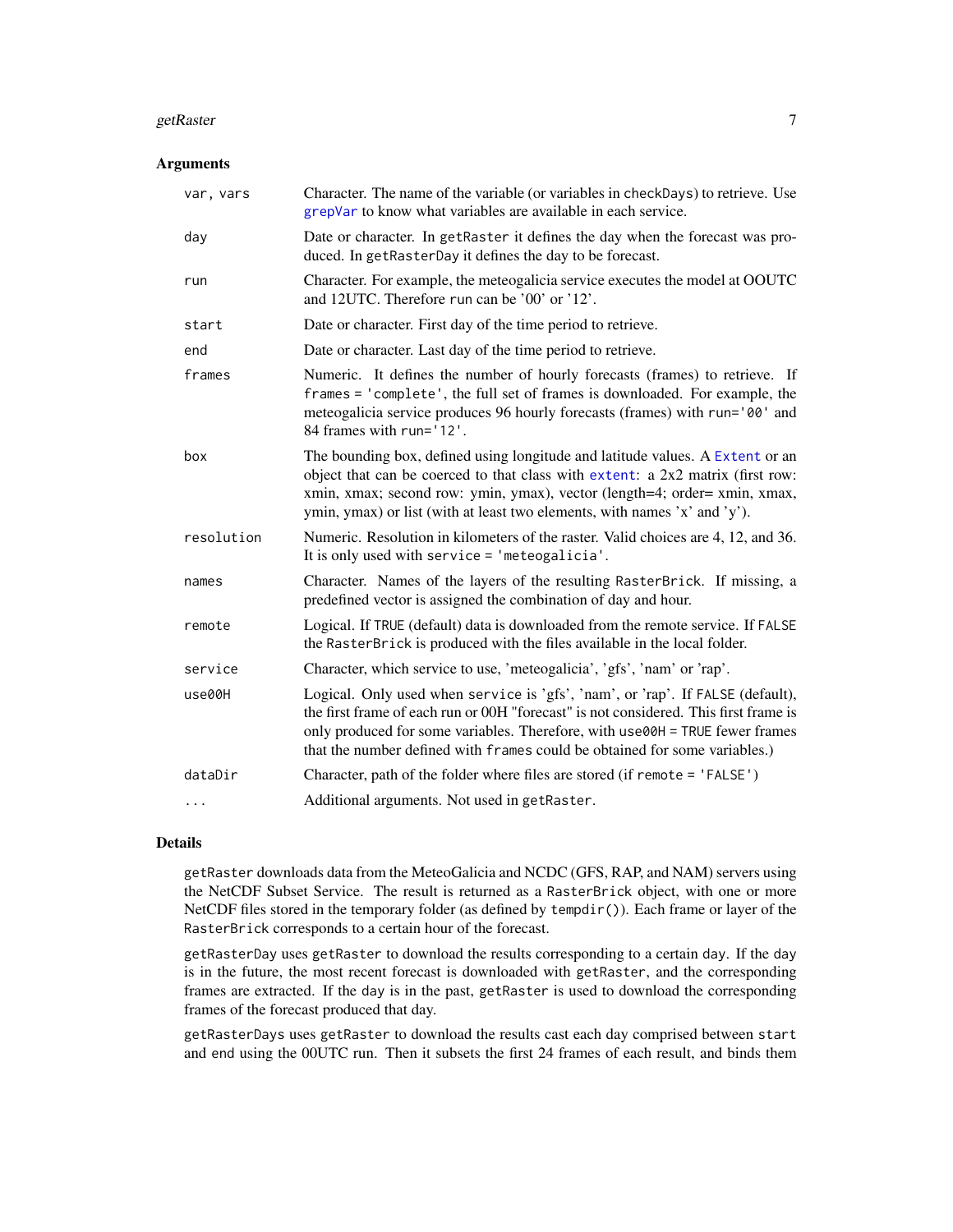## Arguments

| | |
|---|---|
| `var, vars` | Character. The name of the variable (or variables in `checkDays`) to retrieve. Use `grepVar` to know what variables are available in each service. |
| `day` | Date or character. In `getRaster` it defines the day when the forecast was produced. In `getRasterDay` it defines the day to be forecast. |
| `run` | Character. For example, the meteogalicia service executes the model at OOUTC and 12UTC. Therefore `run` can be '00' or '12'. |
| `start` | Date or character. First day of the time period to retrieve. |
| `end` | Date or character. Last day of the time period to retrieve. |
| `frames` | Numeric. It defines the number of hourly forecasts (frames) to retrieve. If `frames = 'complete'`, the full set of frames is downloaded. For example, the meteogalicia service produces 96 hourly forecasts (frames) with `run='00'` and 84 frames with `run='12'`. |
| `box` | The bounding box, defined using longitude and latitude values. A `Extent` or an object that can be coerced to that class with `extent`: a 2x2 matrix (first row: xmin, xmax; second row: ymin, ymax), vector (length=4; order= xmin, xmax, ymin, ymax) or list (with at least two elements, with names 'x' and 'y'). |
| `resolution` | Numeric. Resolution in kilometers of the raster. Valid choices are 4, 12, and 36. It is only used with `service = 'meteogalicia'`. |
| `names` | Character. Names of the layers of the resulting `RasterBrick`. If missing, a predefined vector is assigned the combination of day and hour. |
| `remote` | Logical. If `TRUE` (default) data is downloaded from the remote service. If `FALSE` the `RasterBrick` is produced with the files available in the local folder. |
| `service` | Character, which service to use, 'meteogalicia', 'gfs', 'nam' or 'rap'. |
| `use00H` | Logical. Only used when `service` is 'gfs', 'nam', or 'rap'. If `FALSE` (default), the first frame of each run or 00H "forecast" is not considered. This first frame is only produced for some variables. Therefore, with `use00H = TRUE` fewer frames that the number defined with `frames` could be obtained for some variables.) |
| `dataDir` | Character, path of the folder where files are stored (if `remote = 'FALSE'`) |
| `...` | Additional arguments. Not used in `getRaster`. |

## Details

`getRaster` downloads data from the MeteoGalicia and NCDC (GFS, RAP, and NAM) servers using the NetCDF Subset Service. The result is returned as a `RasterBrick` object, with one or more NetCDF files stored in the temporary folder (as defined by `tempdir()`). Each frame or layer of the `RasterBrick` corresponds to a certain hour of the forecast.

`getRasterDay` uses `getRaster` to download the results corresponding to a certain `day`. If the `day` is in the future, the most recent forecast is downloaded with `getRaster`, and the corresponding frames are extracted. If the `day` is in the past, `getRaster` is used to download the corresponding frames of the forecast produced that day.

`getRasterDays` uses `getRaster` to download the results cast each day comprised between `start` and `end` using the 00UTC run. Then it subsets the first 24 frames of each result, and binds them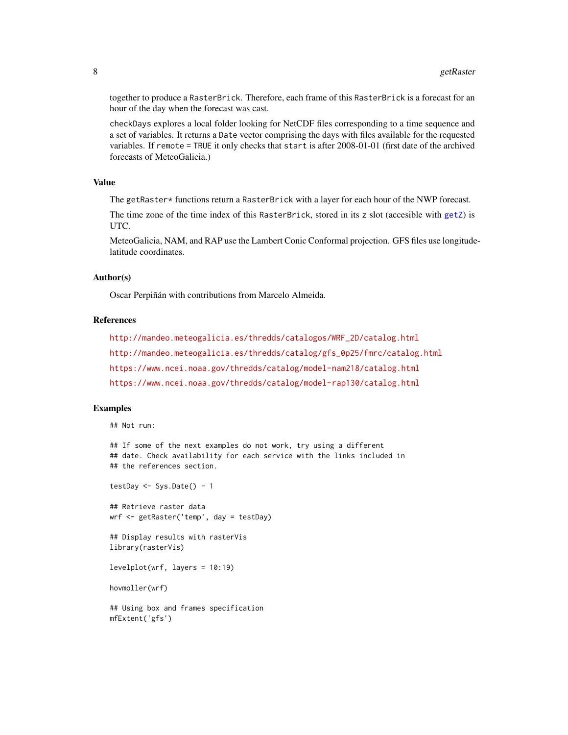together to produce a RasterBrick. Therefore, each frame of this RasterBrick is a forecast for an hour of the day when the forecast was cast.

checkDays explores a local folder looking for NetCDF files corresponding to a time sequence and a set of variables. It returns a Date vector comprising the days with files available for the requested variables. If remote = TRUE it only checks that start is after 2008-01-01 (first date of the archived forecasts of MeteoGalicia.)

## Value

The getRaster* functions return a RasterBrick with a layer for each hour of the NWP forecast.

The time zone of the time index of this RasterBrick, stored in its z slot (accesible with getZ) is UTC.

MeteoGalicia, NAM, and RAP use the Lambert Conic Conformal projection. GFS files use longitude-latitude coordinates.

## Author(s)

Oscar Perpiñán with contributions from Marcelo Almeida.

## References

http://mandeo.meteogalicia.es/thredds/catalogos/WRF_2D/catalog.html

http://mandeo.meteogalicia.es/thredds/catalog/gfs_0p25/fmrc/catalog.html

https://www.ncei.noaa.gov/thredds/catalog/model-nam218/catalog.html

https://www.ncei.noaa.gov/thredds/catalog/model-rap130/catalog.html

## Examples

```
## Not run:

## If some of the next examples do not work, try using a different
## date. Check availability for each service with the links included in
## the references section.

testDay <- Sys.Date() - 1

## Retrieve raster data
wrf <- getRaster('temp', day = testDay)

## Display results with rasterVis
library(rasterVis)

levelplot(wrf, layers = 10:19)

hovmoller(wrf)

## Using box and frames specification
mfExtent('gfs')
```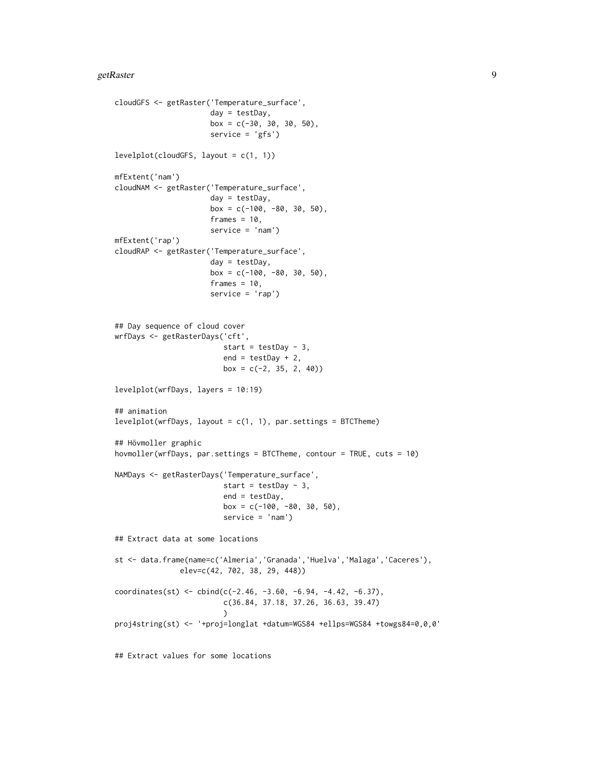```
cloudGFS <- getRaster('Temperature_surface',
                      day = testDay,
                      box = c(-30, 30, 30, 50),
                      service = 'gfs')

levelplot(cloudGFS, layout = c(1, 1))

mfExtent('nam')
cloudNAM <- getRaster('Temperature_surface',
                      day = testDay,
                      box = c(-100, -80, 30, 50),
                      frames = 10,
                      service = 'nam')
mfExtent('rap')
cloudRAP <- getRaster('Temperature_surface',
                      day = testDay,
                      box = c(-100, -80, 30, 50),
                      frames = 10,
                      service = 'rap')


## Day sequence of cloud cover
wrfDays <- getRasterDays('cft',
                         start = testDay - 3,
                         end = testDay + 2,
                         box = c(-2, 35, 2, 40))

levelplot(wrfDays, layers = 10:19)

## animation
levelplot(wrfDays, layout = c(1, 1), par.settings = BTCTheme)

## Hövmoller graphic
hovmoller(wrfDays, par.settings = BTCTheme, contour = TRUE, cuts = 10)

NAMDays <- getRasterDays('Temperature_surface',
                         start = testDay - 3,
                         end = testDay,
                         box = c(-100, -80, 30, 50),
                         service = 'nam')

## Extract data at some locations

st <- data.frame(name=c('Almeria','Granada','Huelva','Malaga','Caceres'),
               elev=c(42, 702, 38, 29, 448))

coordinates(st) <- cbind(c(-2.46, -3.60, -6.94, -4.42, -6.37),
                         c(36.84, 37.18, 37.26, 36.63, 39.47)
                         )
proj4string(st) <- '+proj=longlat +datum=WGS84 +ellps=WGS84 +towgs84=0,0,0'


## Extract values for some locations
```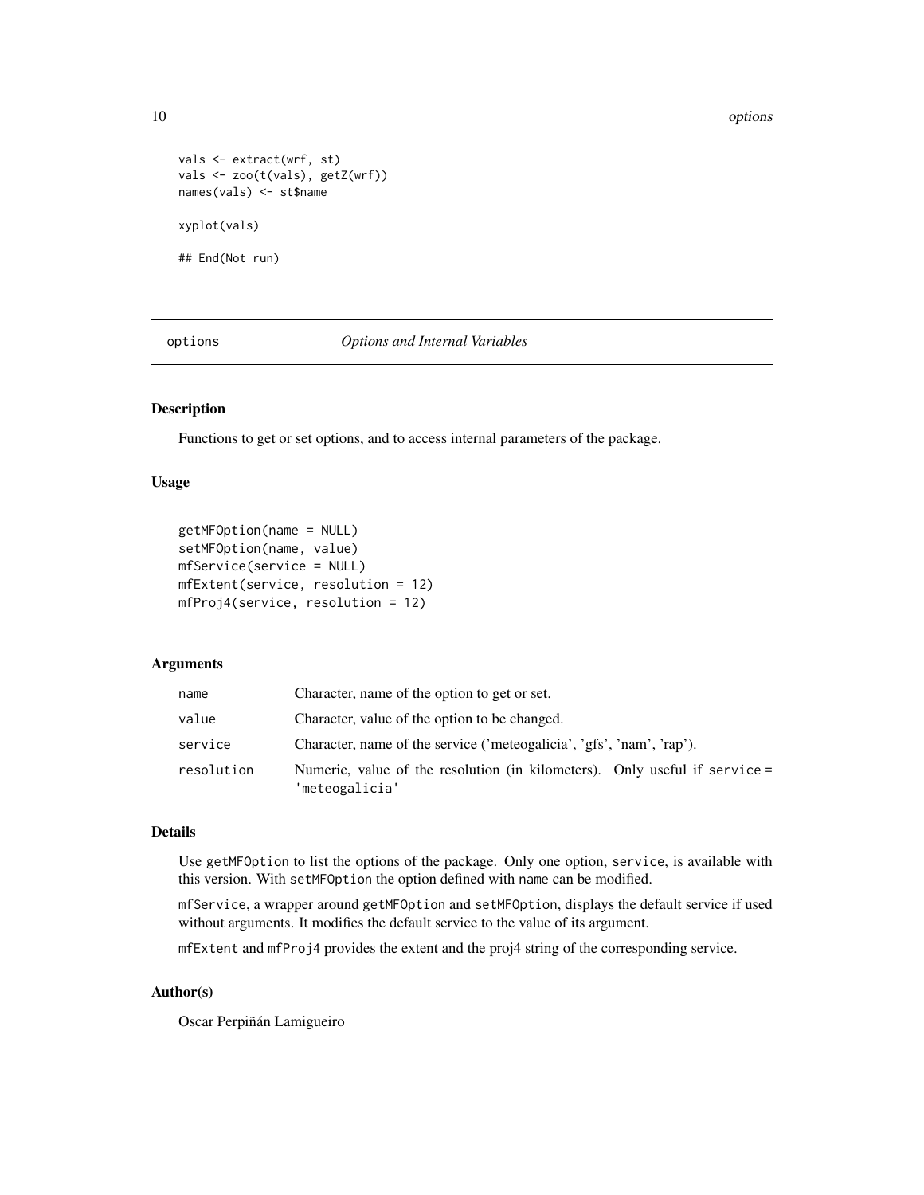```
vals <- extract(wrf, st)
vals <- zoo(t(vals), getZ(wrf))
names(vals) <- st$name

xyplot(vals)

## End(Not run)
```

---

## options *Options and Internal Variables*

---

### Description

Functions to get or set options, and to access internal parameters of the package.

### Usage

```
getMFOption(name = NULL)
setMFOption(name, value)
mfService(service = NULL)
mfExtent(service, resolution = 12)
mfProj4(service, resolution = 12)
```

### Arguments

| | |
|---|---|
| `name` | Character, name of the option to get or set. |
| `value` | Character, value of the option to be changed. |
| `service` | Character, name of the service ('meteogalicia', 'gfs', 'nam', 'rap'). |
| `resolution` | Numeric, value of the resolution (in kilometers). Only useful if `service = 'meteogalicia'` |

### Details

Use `getMFOption` to list the options of the package. Only one option, `service`, is available with this version. With `setMFOption` the option defined with `name` can be modified.

`mfService`, a wrapper around `getMFOption` and `setMFOption`, displays the default service if used without arguments. It modifies the default service to the value of its argument.

`mfExtent` and `mfProj4` provides the extent and the proj4 string of the corresponding service.

### Author(s)

Oscar Perpiñán Lamigueiro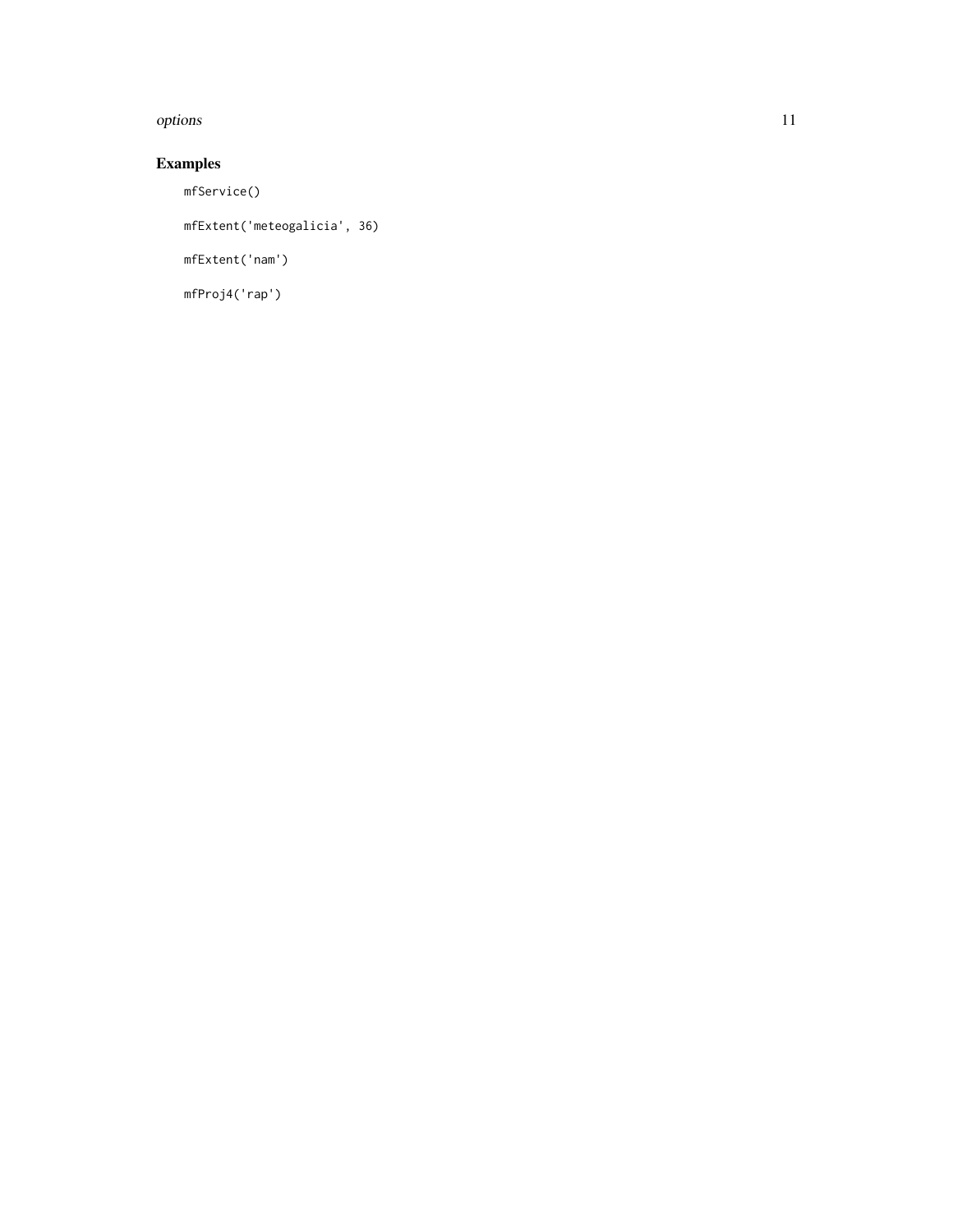## Examples

```
mfService()

mfExtent('meteogalicia', 36)

mfExtent('nam')

mfProj4('rap')
```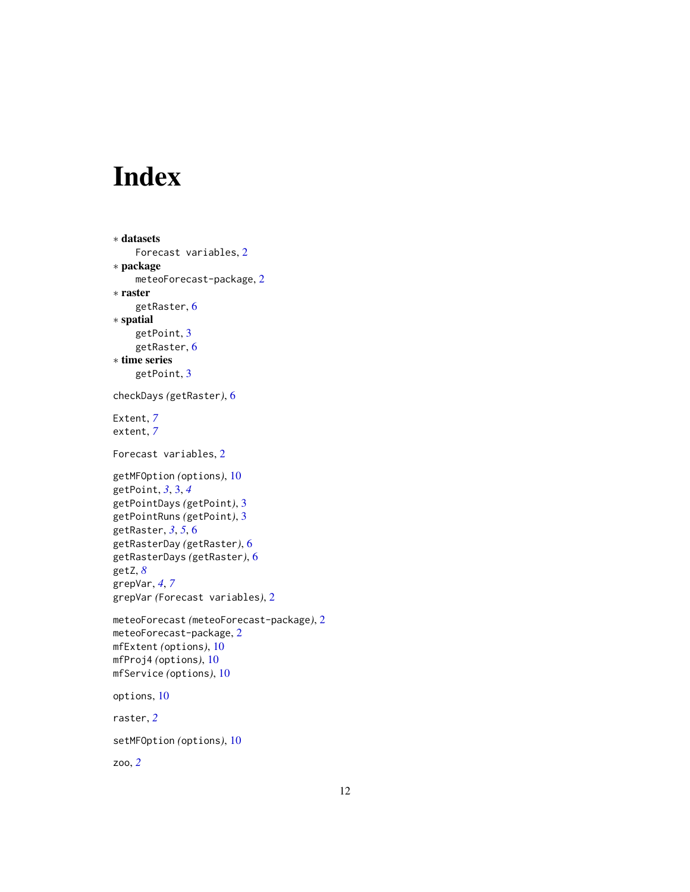# Index

∗ **datasets**
  Forecast variables, 2

∗ **package**
  meteoForecast-package, 2

∗ **raster**
  getRaster, 6

∗ **spatial**
  getPoint, 3
  getRaster, 6

∗ **time series**
  getPoint, 3

checkDays *(*getRaster*)*, 6

Extent, *7*
extent, *7*

Forecast variables, 2

getMFOption *(*options*)*, 10
getPoint, *3*, 3, *4*
getPointDays *(*getPoint*)*, 3
getPointRuns *(*getPoint*)*, 3
getRaster, *3*, *5*, 6
getRasterDay *(*getRaster*)*, 6
getRasterDays *(*getRaster*)*, 6
getZ, *8*
grepVar, *4*, *7*
grepVar *(*Forecast variables*)*, 2

meteoForecast *(*meteoForecast-package*)*, 2
meteoForecast-package, 2
mfExtent *(*options*)*, 10
mfProj4 *(*options*)*, 10
mfService *(*options*)*, 10

options, 10

raster, *2*

setMFOption *(*options*)*, 10

zoo, *2*